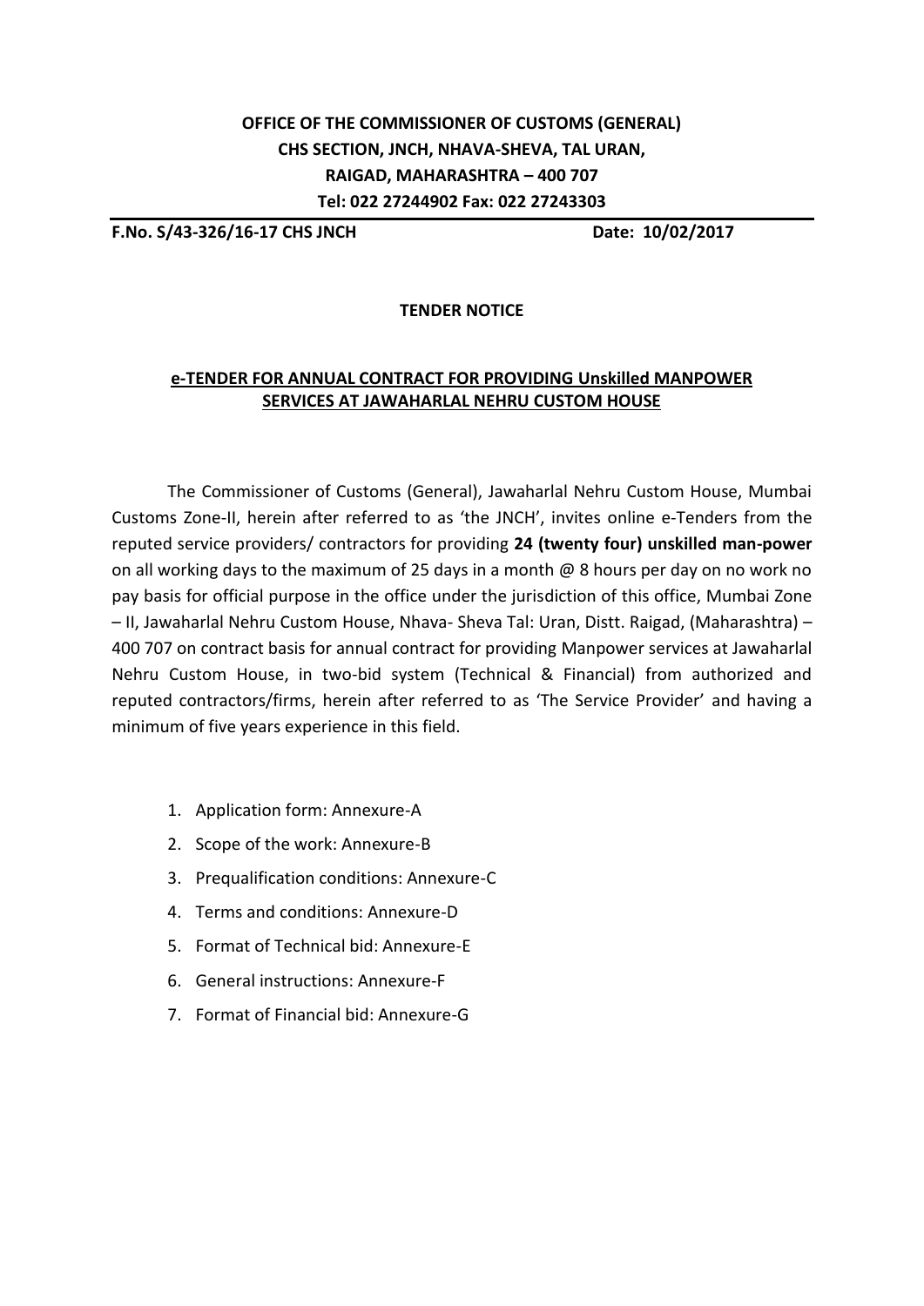**OFFICE OF THE COMMISSIONER OF CUSTOMS (GENERAL)**
**CHS SECTION, JNCH, NHAVA-SHEVA, TAL URAN,**
**RAIGAD, MAHARASHTRA – 400 707**
**Tel: 022 27244902 Fax: 022 27243303**

---

**F.No. S/43-326/16-17 CHS JNCH** **Date: 10/02/2017**

## TENDER NOTICE

### e-TENDER FOR ANNUAL CONTRACT FOR PROVIDING Unskilled MANPOWER SERVICES AT JAWAHARLAL NEHRU CUSTOM HOUSE

The Commissioner of Customs (General), Jawaharlal Nehru Custom House, Mumbai Customs Zone-II, herein after referred to as 'the JNCH', invites online e-Tenders from the reputed service providers/ contractors for providing **24 (twenty four) unskilled man-power** on all working days to the maximum of 25 days in a month @ 8 hours per day on no work no pay basis for official purpose in the office under the jurisdiction of this office, Mumbai Zone – II, Jawaharlal Nehru Custom House, Nhava- Sheva Tal: Uran, Distt. Raigad, (Maharashtra) – 400 707 on contract basis for annual contract for providing Manpower services at Jawaharlal Nehru Custom House, in two-bid system (Technical & Financial) from authorized and reputed contractors/firms, herein after referred to as 'The Service Provider' and having a minimum of five years experience in this field.

1. Application form: Annexure-A
2. Scope of the work: Annexure-B
3. Prequalification conditions: Annexure-C
4. Terms and conditions: Annexure-D
5. Format of Technical bid: Annexure-E
6. General instructions: Annexure-F
7. Format of Financial bid: Annexure-G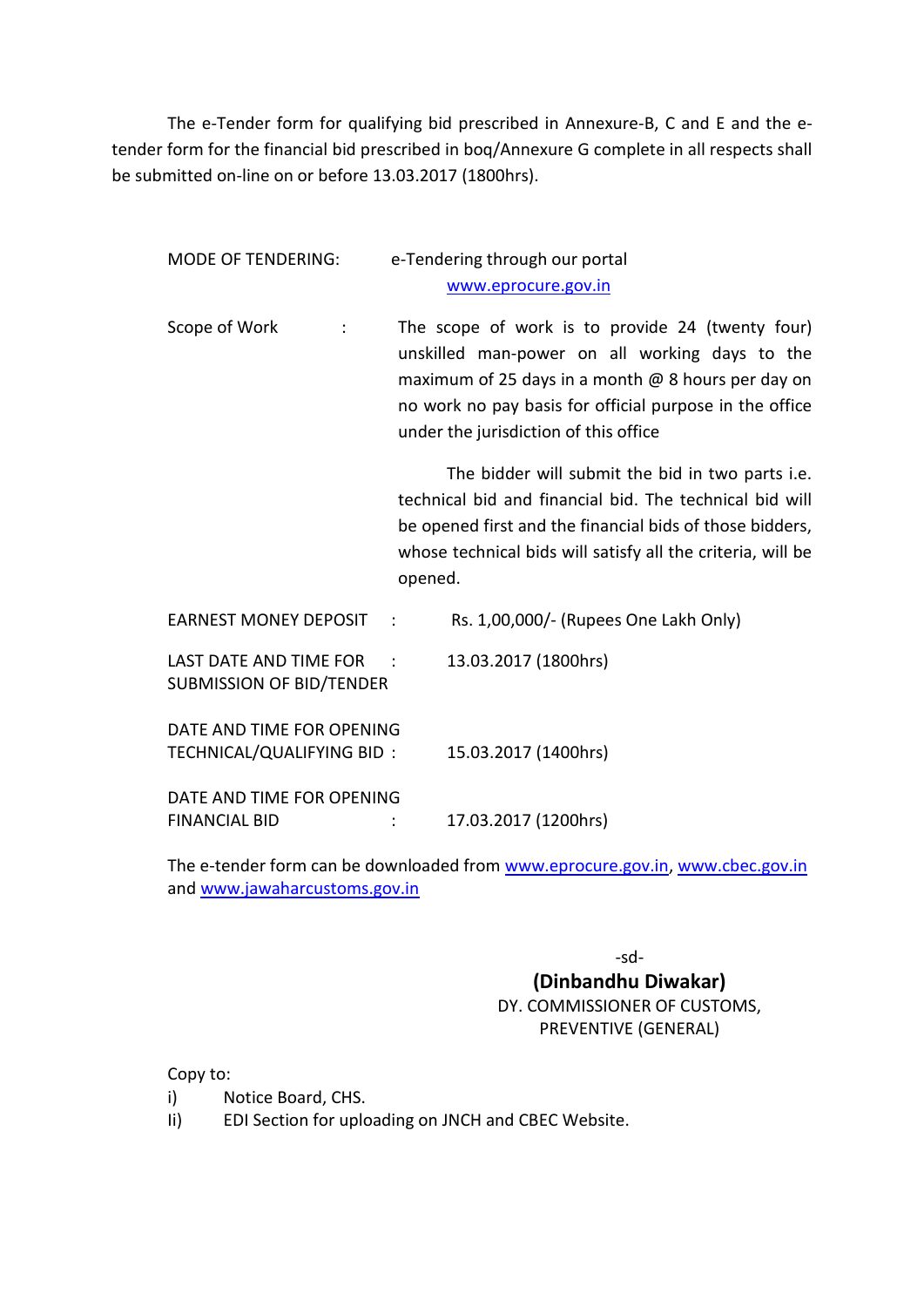The e-Tender form for qualifying bid prescribed in Annexure-B, C and E and the e-tender form for the financial bid prescribed in boq/Annexure G complete in all respects shall be submitted on-line on or before 13.03.2017 (1800hrs).

MODE OF TENDERING: e-Tendering through our portal www.eprocure.gov.in

Scope of Work : The scope of work is to provide 24 (twenty four) unskilled man-power on all working days to the maximum of 25 days in a month @ 8 hours per day on no work no pay basis for official purpose in the office under the jurisdiction of this office

The bidder will submit the bid in two parts i.e. technical bid and financial bid. The technical bid will be opened first and the financial bids of those bidders, whose technical bids will satisfy all the criteria, will be opened.

EARNEST MONEY DEPOSIT : Rs. 1,00,000/- (Rupees One Lakh Only)

LAST DATE AND TIME FOR SUBMISSION OF BID/TENDER : 13.03.2017 (1800hrs)

DATE AND TIME FOR OPENING TECHNICAL/QUALIFYING BID : 15.03.2017 (1400hrs)

DATE AND TIME FOR OPENING FINANCIAL BID : 17.03.2017 (1200hrs)

The e-tender form can be downloaded from www.eprocure.gov.in, www.cbec.gov.in and www.jawaharcustoms.gov.in

-sd-

**(Dinbandhu Diwakar)**
DY. COMMISSIONER OF CUSTOMS,
PREVENTIVE (GENERAL)

Copy to:

i) Notice Board, CHS.

Ii) EDI Section for uploading on JNCH and CBEC Website.